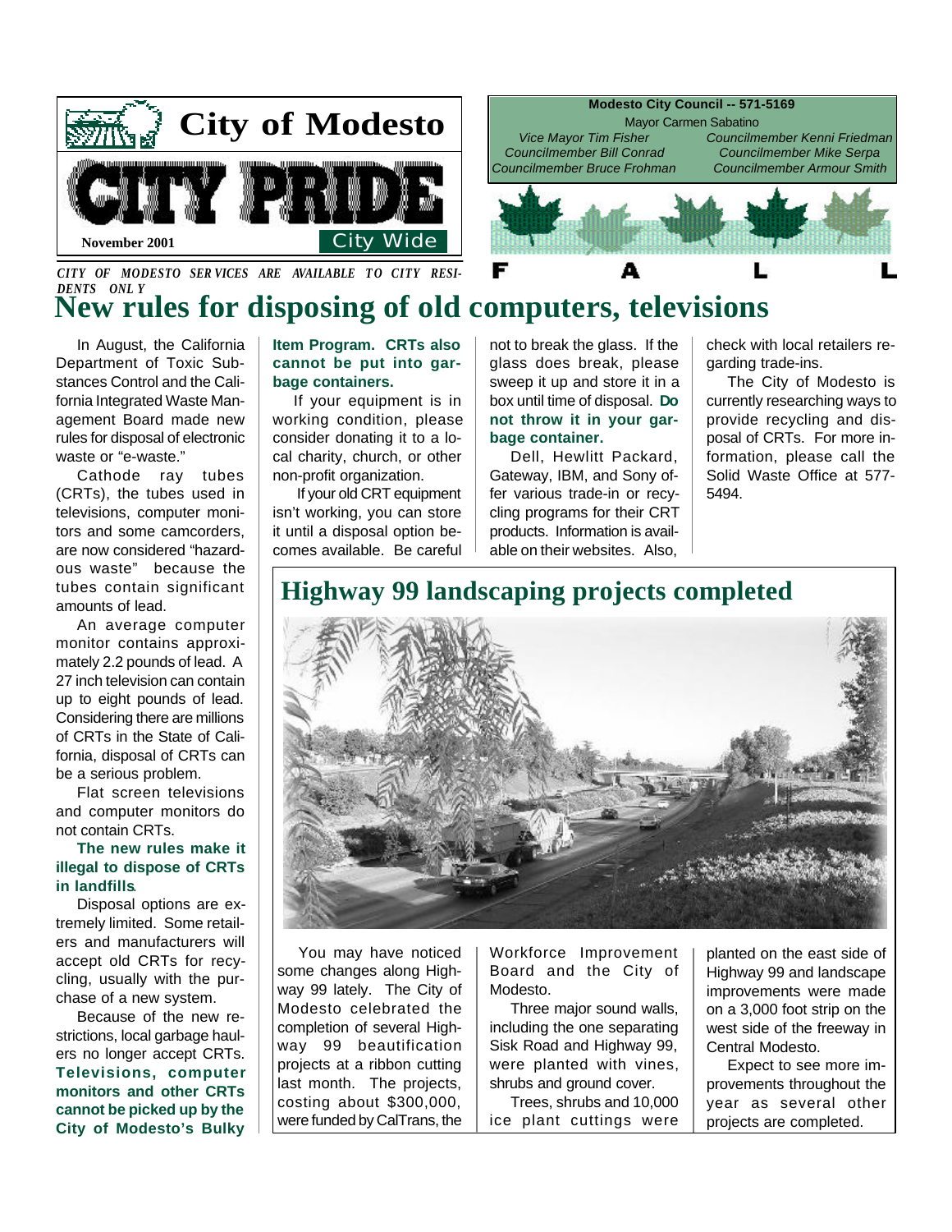# City of Modesto

# CITY PRIDE

November 2001 | City Wide

**Modesto City Council -- 571-5169**

Mayor Carmen Sabatino

*Vice Mayor Tim Fisher*
*Councilmember Bill Conrad*
*Councilmember Bruce Frohman*
*Councilmember Kenni Friedman*
*Councilmember Mike Serpa*
*Councilmember Armour Smith*

FALL

*CITY OF MODESTO SERVICES ARE AVAILABLE TO CITY RESIDENTS ONLY*

## New rules for disposing of old computers, televisions

In August, the California Department of Toxic Substances Control and the California Integrated Waste Management Board made new rules for disposal of electronic waste or "e-waste."

Cathode ray tubes (CRTs), the tubes used in televisions, computer monitors and some camcorders, are now considered "hazardous waste" because the tubes contain significant amounts of lead.

An average computer monitor contains approximately 2.2 pounds of lead. A 27 inch television can contain up to eight pounds of lead. Considering there are millions of CRTs in the State of California, disposal of CRTs can be a serious problem.

Flat screen televisions and computer monitors do not contain CRTs.

**The new rules make it illegal to dispose of CRTs in landfills**.

Disposal options are extremely limited. Some retailers and manufacturers will accept old CRTs for recycling, usually with the purchase of a new system.

Because of the new restrictions, local garbage haulers no longer accept CRTs. **Televisions, computer monitors and other CRTs cannot be picked up by the City of Modesto's Bulky Item Program. CRTs also cannot be put into garbage containers.**

If your equipment is in working condition, please consider donating it to a local charity, church, or other non-profit organization.

If your old CRT equipment isn't working, you can store it until a disposal option becomes available. Be careful not to break the glass. If the glass does break, please sweep it up and store it in a box until time of disposal. **Do not throw it in your garbage container.**

Dell, Hewlitt Packard, Gateway, IBM, and Sony offer various trade-in or recycling programs for their CRT products. Information is available on their websites. Also, check with local retailers regarding trade-ins.

The City of Modesto is currently researching ways to provide recycling and disposal of CRTs. For more information, please call the Solid Waste Office at 577-5494.

## Highway 99 landscaping projects completed

You may have noticed some changes along Highway 99 lately. The City of Modesto celebrated the completion of several Highway 99 beautification projects at a ribbon cutting last month. The projects, costing about $300,000, were funded by CalTrans, the Workforce Improvement Board and the City of Modesto.

Three major sound walls, including the one separating Sisk Road and Highway 99, were planted with vines, shrubs and ground cover.

Trees, shrubs and 10,000 ice plant cuttings were planted on the east side of Highway 99 and landscape improvements were made on a 3,000 foot strip on the west side of the freeway in Central Modesto.

Expect to see more improvements throughout the year as several other projects are completed.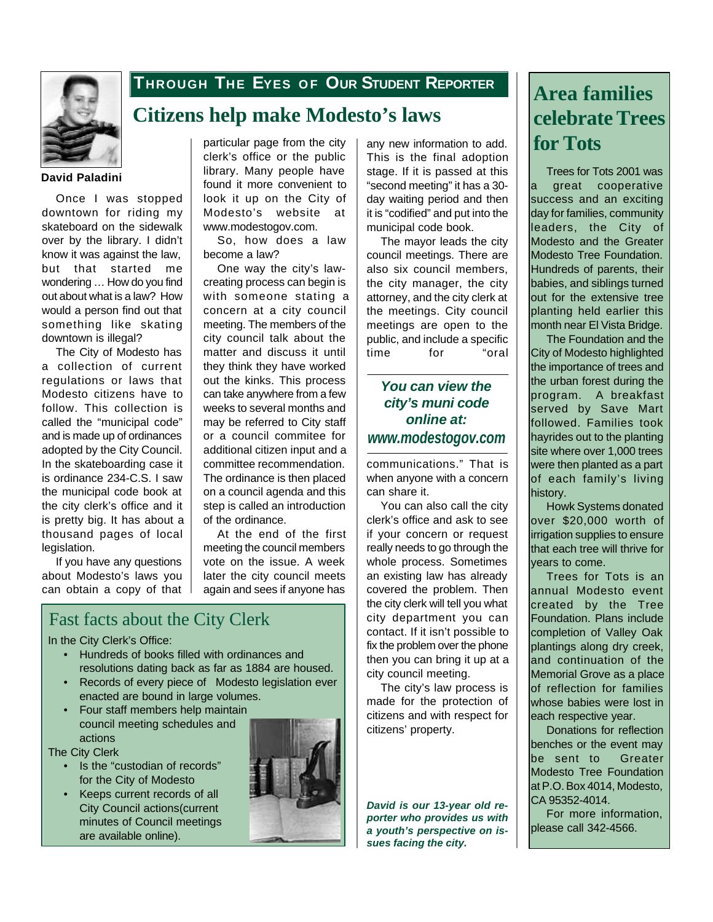## Through The Eyes of Our Student Reporter

# Citizens help make Modesto's laws

**David Paladini**

Once I was stopped downtown for riding my skateboard on the sidewalk over by the library. I didn't know it was against the law, but that started me wondering … How do you find out about what is a law? How would a person find out that something like skating downtown is illegal?

The City of Modesto has a collection of current regulations or laws that Modesto citizens have to follow. This collection is called the "municipal code" and is made up of ordinances adopted by the City Council. In the skateboarding case it is ordinance 234-C.S. I saw the municipal code book at the city clerk's office and it is pretty big. It has about a thousand pages of local legislation.

If you have any questions about Modesto's laws you can obtain a copy of that particular page from the city clerk's office or the public library. Many people have found it more convenient to look it up on the City of Modesto's website at www.modestogov.com.

So, how does a law become a law?

One way the city's law-creating process can begin is with someone stating a concern at a city council meeting. The members of the city council talk about the matter and discuss it until they think they have worked out the kinks. This process can take anywhere from a few weeks to several months and may be referred to City staff or a council commitee for additional citizen input and a committee recommendation. The ordinance is then placed on a council agenda and this step is called an introduction of the ordinance.

At the end of the first meeting the council members vote on the issue. A week later the city council meets again and sees if anyone has any new information to add. This is the final adoption stage. If it is passed at this "second meeting" it has a 30-day waiting period and then it is "codified" and put into the municipal code book.

The mayor leads the city council meetings. There are also six council members, the city manager, the city attorney, and the city clerk at the meetings. City council meetings are open to the public, and include a specific time for "oral communications." That is when anyone with a concern can share it.

***You can view the city's muni code online at: www.modestogov.com***

You can also call the city clerk's office and ask to see if your concern or request really needs to go through the whole process. Sometimes an existing law has already covered the problem. Then the city clerk will tell you what city department you can contact. If it isn't possible to fix the problem over the phone then you can bring it up at a city council meeting.

The city's law process is made for the protection of citizens and with respect for citizens' property.

***David is our 13-year old reporter who provides us with a youth's perspective on issues facing the city.***

## Fast facts about the City Clerk

In the City Clerk's Office:

- Hundreds of books filled with ordinances and resolutions dating back as far as 1884 are housed.
- Records of every piece of Modesto legislation ever enacted are bound in large volumes.
- Four staff members help maintain council meeting schedules and actions

The City Clerk

- Is the "custodian of records" for the City of Modesto
- Keeps current records of all City Council actions(current minutes of Council meetings are available online).

# Area families celebrate Trees for Tots

Trees for Tots 2001 was a great cooperative success and an exciting day for families, community leaders, the City of Modesto and the Greater Modesto Tree Foundation. Hundreds of parents, their babies, and siblings turned out for the extensive tree planting held earlier this month near El Vista Bridge.

The Foundation and the City of Modesto highlighted the importance of trees and the urban forest during the program. A breakfast served by Save Mart followed. Families took hayrides out to the planting site where over 1,000 trees were then planted as a part of each family's living history.

Howk Systems donated over $20,000 worth of irrigation supplies to ensure that each tree will thrive for years to come.

Trees for Tots is an annual Modesto event created by the Tree Foundation. Plans include completion of Valley Oak plantings along dry creek, and continuation of the Memorial Grove as a place of reflection for families whose babies were lost in each respective year.

Donations for reflection benches or the event may be sent to Greater Modesto Tree Foundation at P.O. Box 4014, Modesto, CA 95352-4014.

For more information, please call 342-4566.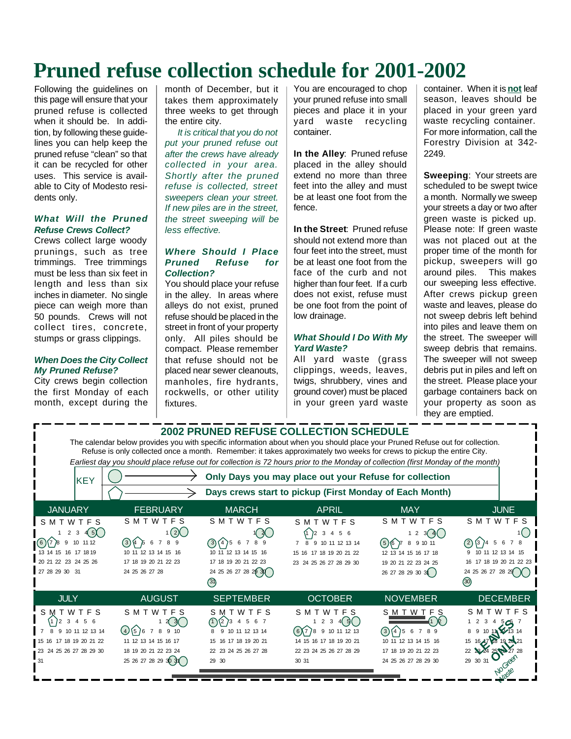# Pruned refuse collection schedule for 2001-2002

Following the guidelines on this page will ensure that your pruned refuse is collected when it should be. In addition, by following these guidelines you can help keep the pruned refuse "clean" so that it can be recycled for other uses. This service is available to City of Modesto residents only.

### *What Will the Pruned Refuse Crews Collect?*

Crews collect large woody prunings, such as tree trimmings. Tree trimmings must be less than six feet in length and less than six inches in diameter. No single piece can weigh more than 50 pounds. Crews will not collect tires, concrete, stumps or grass clippings.

### *When Does the City Collect My Pruned Refuse?*

City crews begin collection the first Monday of each month, except during the month of December, but it takes them approximately three weeks to get through the entire city.

*It is critical that you do not put your pruned refuse out after the crews have already collected in your area. Shortly after the pruned refuse is collected, street sweepers clean your street. If new piles are in the street, the street sweeping will be less effective.*

### *Where Should I Place Pruned Refuse for Collection?*

You should place your refuse in the alley. In areas where alleys do not exist, pruned refuse should be placed in the street in front of your property only. All piles should be compact. Please remember that refuse should not be placed near sewer cleanouts, manholes, fire hydrants, rockwells, or other utility fixtures.

You are encouraged to chop your pruned refuse into small pieces and place it in your yard waste recycling container.

**In the Alley**: Pruned refuse placed in the alley should extend no more than three feet into the alley and must be at least one foot from the fence.

**In the Street**: Pruned refuse should not extend more than four feet into the street, must be at least one foot from the face of the curb and not higher than four feet. If a curb does not exist, refuse must be one foot from the point of low drainage.

### *What Should I Do With My Yard Waste?*

All yard waste (grass clippings, weeds, leaves, twigs, shrubbery, vines and ground cover) must be placed in your green yard waste container. When it is **not** leaf season, leaves should be placed in your green yard waste recycling container. For more information, call the Forestry Division at 342-2249.

**Sweeping**: Your streets are scheduled to be swept twice a month. Normally we sweep your streets a day or two after green waste is picked up. Please note: If green waste was not placed out at the proper time of the month for pickup, sweepers will go around piles. This makes our sweeping less effective. After crews pickup green waste and leaves, please do not sweep debris left behind into piles and leave them on the street. The sweeper will sweep debris that remains. The sweeper will not sweep debris put in piles and left on the street. Please place your garbage containers back on your property as soon as they are emptied.

## 2002 PRUNED REFUSE COLLECTION SCHEDULE

The calendar below provides you with specific information about when you should place your Pruned Refuse out for collection. Refuse is only collected once a month. Remember: it takes approximately two weeks for crews to pickup the entire City.

*Earliest day you should place refuse out for collection is 72 hours prior to the Monday of collection (first Monday of the month)*

| KEY | |
|---|---|
| Circle | **Only Days you may place out your Refuse for collection** |
| Pentagon | **Days crews start to pickup (First Monday of Each Month)** |

| Month | Days you may place out refuse (circled) | Day crews start pickup (pentagon) |
|---|---|---|
| JANUARY | 2, 5, 6 | 7 |
| FEBRUARY | 2, 3 | 4 |
| MARCH | 2, 3 | 4 |
| APRIL | 30, 31 (March) | 1 |
| MAY | 4, 5 | 6 |
| JUNE | 1, 2 | 3 |
| JULY | 29, 30 (June) | 1 |
| AUGUST | 3, 4 | 5 |
| SEPTEMBER | 30, 31 (August), 1 | 2 |
| OCTOBER | 5, 6 | 7 |
| NOVEMBER | 2, 3 | 4 |
| DECEMBER | LEAVES ONLY — No Green Waste | |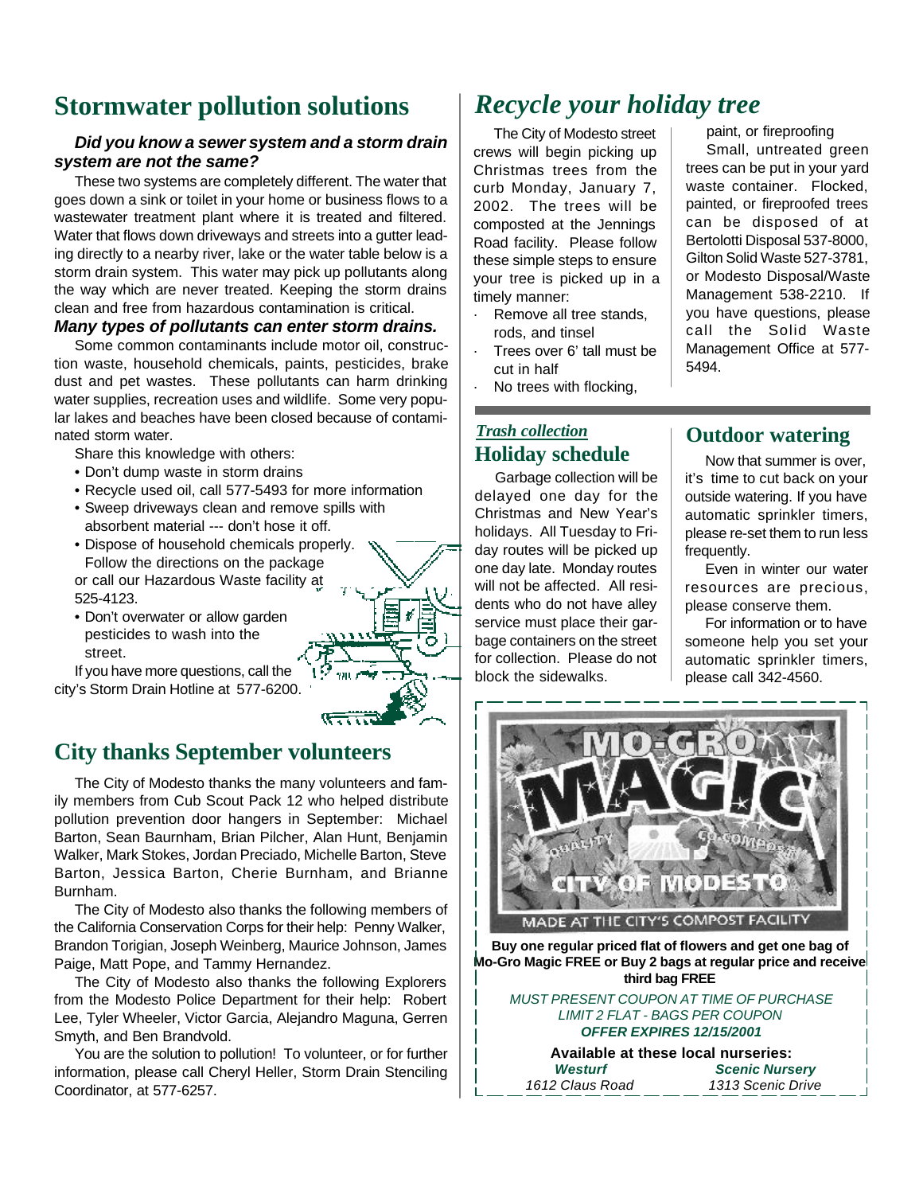# Stormwater pollution solutions

***Did you know a sewer system and a storm drain system are not the same?***

These two systems are completely different. The water that goes down a sink or toilet in your home or business flows to a wastewater treatment plant where it is treated and filtered. Water that flows down driveways and streets into a gutter leading directly to a nearby river, lake or the water table below is a storm drain system. This water may pick up pollutants along the way which are never treated. Keeping the storm drains clean and free from hazardous contamination is critical.

***Many types of pollutants can enter storm drains.***

Some common contaminants include motor oil, construction waste, household chemicals, paints, pesticides, brake dust and pet wastes. These pollutants can harm drinking water supplies, recreation uses and wildlife. Some very popular lakes and beaches have been closed because of contaminated storm water.

Share this knowledge with others:

- Don't dump waste in storm drains
- Recycle used oil, call 577-5493 for more information
- Sweep driveways clean and remove spills with absorbent material --- don't hose it off.
- Dispose of household chemicals properly. Follow the directions on the package or call our Hazardous Waste facility at 525-4123.
- Don't overwater or allow garden pesticides to wash into the street.

If you have more questions, call the city's Storm Drain Hotline at 577-6200.

# City thanks September volunteers

The City of Modesto thanks the many volunteers and family members from Cub Scout Pack 12 who helped distribute pollution prevention door hangers in September: Michael Barton, Sean Baurnham, Brian Pilcher, Alan Hunt, Benjamin Walker, Mark Stokes, Jordan Preciado, Michelle Barton, Steve Barton, Jessica Barton, Cherie Burnham, and Brianne Burnham.

The City of Modesto also thanks the following members of the California Conservation Corps for their help: Penny Walker, Brandon Torigian, Joseph Weinberg, Maurice Johnson, James Paige, Matt Pope, and Tammy Hernandez.

The City of Modesto also thanks the following Explorers from the Modesto Police Department for their help: Robert Lee, Tyler Wheeler, Victor Garcia, Alejandro Maguna, Gerren Smyth, and Ben Brandvold.

You are the solution to pollution! To volunteer, or for further information, please call Cheryl Heller, Storm Drain Stenciling Coordinator, at 577-6257.

# *Recycle your holiday tree*

The City of Modesto street crews will begin picking up Christmas trees from the curb Monday, January 7, 2002. The trees will be composted at the Jennings Road facility. Please follow these simple steps to ensure your tree is picked up in a timely manner:

- Remove all tree stands, rods, and tinsel
- Trees over 6' tall must be cut in half
- No trees with flocking, paint, or fireproofing

Small, untreated green trees can be put in your yard waste container. Flocked, painted, or fireproofed trees can be disposed of at Bertolotti Disposal 537-8000, Gilton Solid Waste 527-3781, or Modesto Disposal/Waste Management 538-2210. If you have questions, please call the Solid Waste Management Office at 577-5494.

## *Trash collection*
## Holiday schedule

Garbage collection will be delayed one day for the Christmas and New Year's holidays. All Tuesday to Friday routes will be picked up one day late. Monday routes will not be affected. All residents who do not have alley service must place their garbage containers on the street for collection. Please do not block the sidewalks.

## Outdoor watering

Now that summer is over, it's time to cut back on your outside watering. If you have automatic sprinkler timers, please re-set them to run less frequently.

Even in winter our water resources are precious, please conserve them.

For information or to have someone help you set your automatic sprinkler timers, please call 342-4560.

MO-GRO MAGIC
QUALITY CO-COMPOST
CITY OF MODESTO
MADE AT THE CITY'S COMPOST FACILITY

**Buy one regular priced flat of flowers and get one bag of Mo-Gro Magic FREE or Buy 2 bags at regular price and receive third bag FREE**

*MUST PRESENT COUPON AT TIME OF PURCHASE*
*LIMIT 2 FLAT - BAGS PER COUPON*
***OFFER EXPIRES 12/15/2001***

**Available at these local nurseries:**

***Westurf***
*1612 Claus Road*

***Scenic Nursery***
*1313 Scenic Drive*